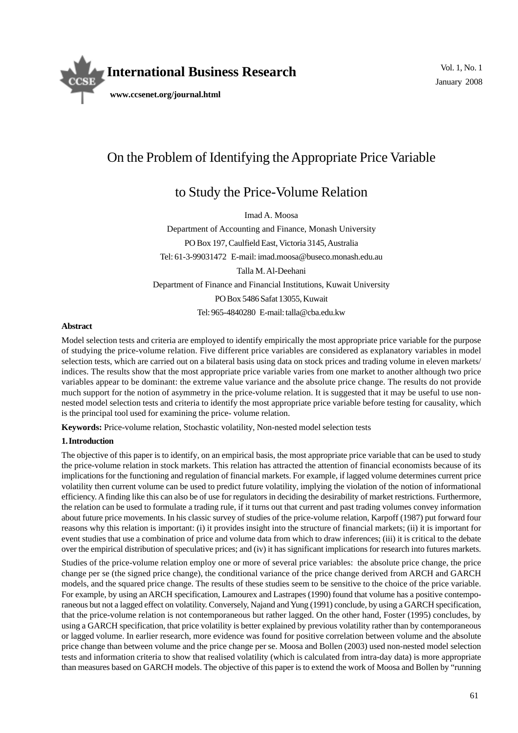# On the Problem of Identifying the Appropriate Price Variable to Study the Price-Volume Relation

Imad A. Moosa

Department of Accounting and Finance, Monash University

PO Box 197, Caulfield East, Victoria 3145, Australia

Tel: 61-3-99031472 E-mail: imad.moosa@buseco.monash.edu.au

Talla M. Al-Deehani

Department of Finance and Financial Institutions, Kuwait University

PO Box 5486 Safat 13055, Kuwait

Tel: 965-4840280 E-mail: talla@cba.edu.kw

**Abstract**

Model selection tests and criteria are employed to identify empirically the most appropriate price variable for the purpose of studying the price-volume relation. Five different price variables are considered as explanatory variables in model selection tests, which are carried out on a bilateral basis using data on stock prices and trading volume in eleven markets/ indices. The results show that the most appropriate price variable varies from one market to another although two price variables appear to be dominant: the extreme value variance and the absolute price change. The results do not provide much support for the notion of asymmetry in the price-volume relation. It is suggested that it may be useful to use non-nested model selection tests and criteria to identify the most appropriate price variable before testing for causality, which is the principal tool used for examining the price- volume relation.

**Keywords:** Price-volume relation, Stochastic volatility, Non-nested model selection tests

## 1. Introduction

The objective of this paper is to identify, on an empirical basis, the most appropriate price variable that can be used to study the price-volume relation in stock markets. This relation has attracted the attention of financial economists because of its implications for the functioning and regulation of financial markets. For example, if lagged volume determines current price volatility then current volume can be used to predict future volatility, implying the violation of the notion of informational efficiency. A finding like this can also be of use for regulators in deciding the desirability of market restrictions. Furthermore, the relation can be used to formulate a trading rule, if it turns out that current and past trading volumes convey information about future price movements. In his classic survey of studies of the price-volume relation, Karpoff (1987) put forward four reasons why this relation is important: (i) it provides insight into the structure of financial markets; (ii) it is important for event studies that use a combination of price and volume data from which to draw inferences; (iii) it is critical to the debate over the empirical distribution of speculative prices; and (iv) it has significant implications for research into futures markets.

Studies of the price-volume relation employ one or more of several price variables: the absolute price change, the price change per se (the signed price change), the conditional variance of the price change derived from ARCH and GARCH models, and the squared price change. The results of these studies seem to be sensitive to the choice of the price variable. For example, by using an ARCH specification, Lamourex and Lastrapes (1990) found that volume has a positive contemporaneous but not a lagged effect on volatility. Conversely, Najand and Yung (1991) conclude, by using a GARCH specification, that the price-volume relation is not contemporaneous but rather lagged. On the other hand, Foster (1995) concludes, by using a GARCH specification, that price volatility is better explained by previous volatility rather than by contemporaneous or lagged volume. In earlier research, more evidence was found for positive correlation between volume and the absolute price change than between volume and the price change per se. Moosa and Bollen (2003) used non-nested model selection tests and information criteria to show that realised volatility (which is calculated from intra-day data) is more appropriate than measures based on GARCH models. The objective of this paper is to extend the work of Moosa and Bollen by "running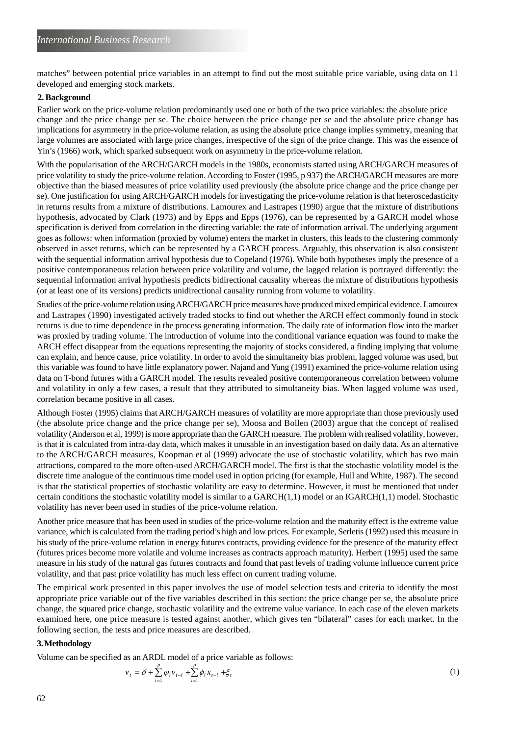matches" between potential price variables in an attempt to find out the most suitable price variable, using data on 11 developed and emerging stock markets.

## 2. Background

Earlier work on the price-volume relation predominantly used one or both of the two price variables: the absolute price change and the price change per se. The choice between the price change per se and the absolute price change has implications for asymmetry in the price-volume relation, as using the absolute price change implies symmetry, meaning that large volumes are associated with large price changes, irrespective of the sign of the price change. This was the essence of Yin's (1966) work, which sparked subsequent work on asymmetry in the price-volume relation.

With the popularisation of the ARCH/GARCH models in the 1980s, economists started using ARCH/GARCH measures of price volatility to study the price-volume relation. According to Foster (1995, p 937) the ARCH/GARCH measures are more objective than the biased measures of price volatility used previously (the absolute price change and the price change per se). One justification for using ARCH/GARCH models for investigating the price-volume relation is that heteroscedasticity in returns results from a mixture of distributions. Lamourex and Lastrapes (1990) argue that the mixture of distributions hypothesis, advocated by Clark (1973) and by Epps and Epps (1976), can be represented by a GARCH model whose specification is derived from correlation in the directing variable: the rate of information arrival. The underlying argument goes as follows: when information (proxied by volume) enters the market in clusters, this leads to the clustering commonly observed in asset returns, which can be represented by a GARCH process. Arguably, this observation is also consistent with the sequential information arrival hypothesis due to Copeland (1976). While both hypotheses imply the presence of a positive contemporaneous relation between price volatility and volume, the lagged relation is portrayed differently: the sequential information arrival hypothesis predicts bidirectional causality whereas the mixture of distributions hypothesis (or at least one of its versions) predicts unidirectional causality running from volume to volatility.

Studies of the price-volume relation using ARCH/GARCH price measures have produced mixed empirical evidence. Lamourex and Lastrapes (1990) investigated actively traded stocks to find out whether the ARCH effect commonly found in stock returns is due to time dependence in the process generating information. The daily rate of information flow into the market was proxied by trading volume. The introduction of volume into the conditional variance equation was found to make the ARCH effect disappear from the equations representing the majority of stocks considered, a finding implying that volume can explain, and hence cause, price volatility. In order to avoid the simultaneity bias problem, lagged volume was used, but this variable was found to have little explanatory power. Najand and Yung (1991) examined the price-volume relation using data on T-bond futures with a GARCH model. The results revealed positive contemporaneous correlation between volume and volatility in only a few cases, a result that they attributed to simultaneity bias. When lagged volume was used, correlation became positive in all cases.

Although Foster (1995) claims that ARCH/GARCH measures of volatility are more appropriate than those previously used (the absolute price change and the price change per se), Moosa and Bollen (2003) argue that the concept of realised volatility (Anderson et al, 1999) is more appropriate than the GARCH measure. The problem with realised volatility, however, is that it is calculated from intra-day data, which makes it unusable in an investigation based on daily data. As an alternative to the ARCH/GARCH measures, Koopman et al (1999) advocate the use of stochastic volatility, which has two main attractions, compared to the more often-used ARCH/GARCH model. The first is that the stochastic volatility model is the discrete time analogue of the continuous time model used in option pricing (for example, Hull and White, 1987). The second is that the statistical properties of stochastic volatility are easy to determine. However, it must be mentioned that under certain conditions the stochastic volatility model is similar to a GARCH(1,1) model or an IGARCH(1,1) model. Stochastic volatility has never been used in studies of the price-volume relation.

Another price measure that has been used in studies of the price-volume relation and the maturity effect is the extreme value variance, which is calculated from the trading period's high and low prices. For example, Serletis (1992) used this measure in his study of the price-volume relation in energy futures contracts, providing evidence for the presence of the maturity effect (futures prices become more volatile and volume increases as contracts approach maturity). Herbert (1995) used the same measure in his study of the natural gas futures contracts and found that past levels of trading volume influence current price volatility, and that past price volatility has much less effect on current trading volume.

The empirical work presented in this paper involves the use of model selection tests and criteria to identify the most appropriate price variable out of the five variables described in this section: the price change per se, the absolute price change, the squared price change, stochastic volatility and the extreme value variance. In each case of the eleven markets examined here, one price measure is tested against another, which gives ten "bilateral" cases for each market. In the following section, the tests and price measures are described.

## 3. Methodology

Volume can be specified as an ARDL model of a price variable as follows:

$$v_t = \delta + \sum_{i=1}^{p} \varphi_i v_{t-i} + \sum_{i=1}^{p} \phi_i x_{t-i} + \xi_t \tag{1}$$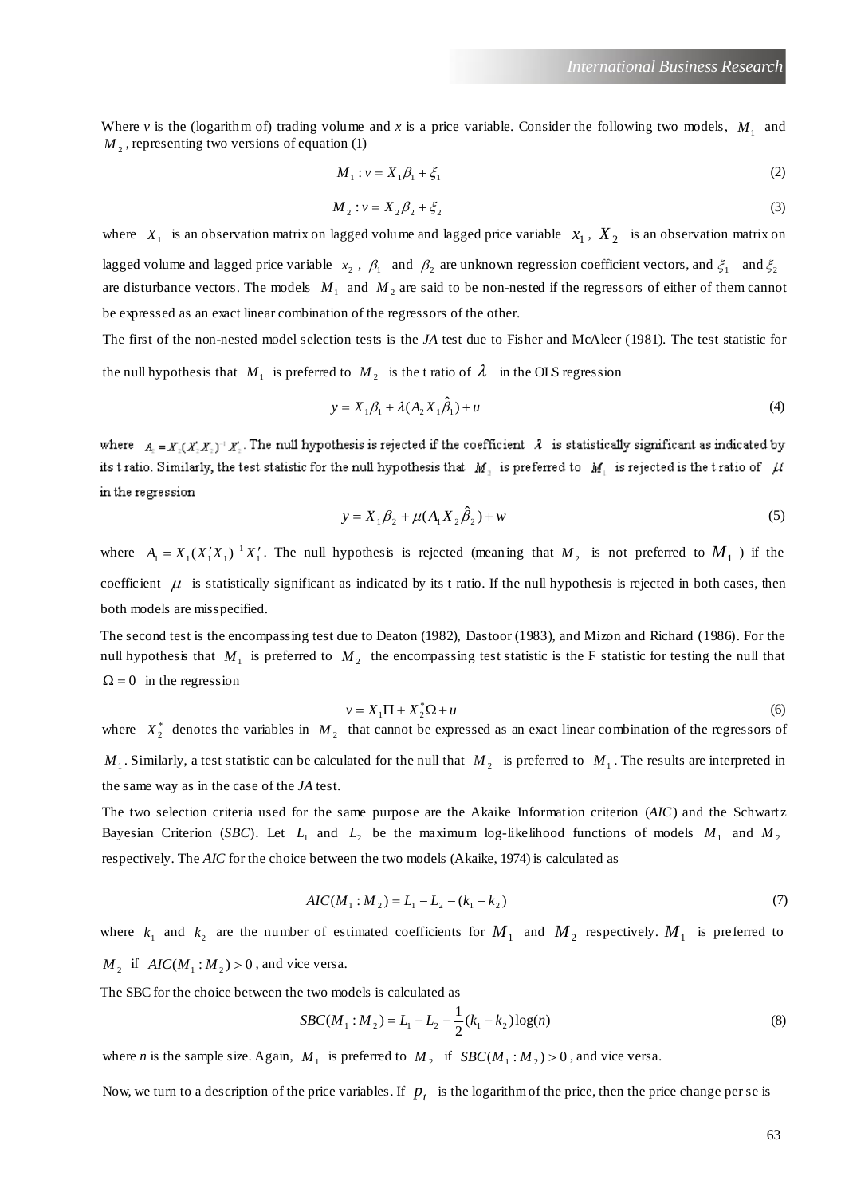Where $v$ is the (logarithm of) trading volume and $x$ is a price variable. Consider the following two models, $M_1$ and $M_2$, representing two versions of equation (1)

$$M_1 : v = X_1\beta_1 + \xi_1 \tag{2}$$

$$M_2 : v = X_2\beta_2 + \xi_2 \tag{3}$$

where $X_1$ is an observation matrix on lagged volume and lagged price variable $x_1$, $X_2$ is an observation matrix on lagged volume and lagged price variable $x_2$, $\beta_1$ and $\beta_2$ are unknown regression coefficient vectors, and $\xi_1$ and $\xi_2$ are disturbance vectors. The models $M_1$ and $M_2$ are said to be non-nested if the regressors of either of them cannot be expressed as an exact linear combination of the regressors of the other.

The first of the non-nested model selection tests is the *JA* test due to Fisher and McAleer (1981). The test statistic for the null hypothesis that $M_1$ is preferred to $M_2$ is the t ratio of $\lambda$ in the OLS regression

$$y = X_1\beta_1 + \lambda(A_2 X_1 \hat{\beta}_1) + u \tag{4}$$

where $A_2 = X_2(X_2'X_2)^{-1}X_2'$. The null hypothesis is rejected if the coefficient $\lambda$ is statistically significant as indicated by its t ratio. Similarly, the test statistic for the null hypothesis that $M_2$ is preferred to $M_1$ is rejected is the t ratio of $\mu$ in the regression

$$y = X_1\beta_2 + \mu(A_1 X_2 \hat{\beta}_2) + w \tag{5}$$

where $A_1 = X_1(X_1'X_1)^{-1}X_1'$. The null hypothesis is rejected (meaning that $M_2$ is not preferred to $M_1$) if the coefficient $\mu$ is statistically significant as indicated by its t ratio. If the null hypothesis is rejected in both cases, then both models are misspecified.

The second test is the encompassing test due to Deaton (1982), Dastoor (1983), and Mizon and Richard (1986). For the null hypothesis that $M_1$ is preferred to $M_2$ the encompassing test statistic is the F statistic for testing the null that $\Omega = 0$ in the regression

$$v = X_1\Pi + X_2^*\Omega + u \tag{6}$$

where $X_2^*$ denotes the variables in $M_2$ that cannot be expressed as an exact linear combination of the regressors of $M_1$. Similarly, a test statistic can be calculated for the null that $M_2$ is preferred to $M_1$. The results are interpreted in the same way as in the case of the *JA* test.

The two selection criteria used for the same purpose are the Akaike Information criterion (*AIC*) and the Schwartz Bayesian Criterion (*SBC*). Let $L_1$ and $L_2$ be the maximum log-likelihood functions of models $M_1$ and $M_2$ respectively. The *AIC* for the choice between the two models (Akaike, 1974) is calculated as

$$AIC(M_1 : M_2) = L_1 - L_2 - (k_1 - k_2) \tag{7}$$

where $k_1$ and $k_2$ are the number of estimated coefficients for $M_1$ and $M_2$ respectively. $M_1$ is preferred to $M_2$ if $AIC(M_1 : M_2) > 0$, and vice versa.

The SBC for the choice between the two models is calculated as

$$SBC(M_1 : M_2) = L_1 - L_2 - \frac{1}{2}(k_1 - k_2)\log(n) \tag{8}$$

where $n$ is the sample size. Again, $M_1$ is preferred to $M_2$ if $SBC(M_1 : M_2) > 0$, and vice versa.

Now, we turn to a description of the price variables. If $p_t$ is the logarithm of the price, then the price change per se is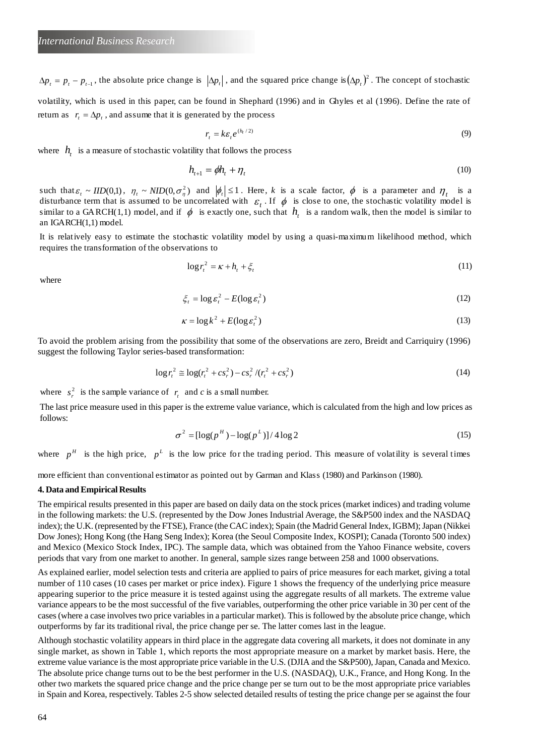$\Delta p_t = p_t - p_{t-1}$, the absolute price change is $|\Delta p_t|$, and the squared price change is $(\Delta p_t)^2$. The concept of stochastic volatility, which is used in this paper, can be found in Shephard (1996) and in Ghyles et al (1996). Define the rate of return as $r_t = \Delta p_t$, and assume that it is generated by the process

$$r_t = k\varepsilon_t e^{(h_t/2)} \tag{9}$$

where $h_t$ is a measure of stochastic volatility that follows the process

$$h_{t+1} = \phi h_t + \eta_t \tag{10}$$

such that $\varepsilon_t \sim IID(0,1)$, $\eta_t \sim NID(0,\sigma_\eta^2)$ and $|\phi_t| \leq 1$. Here, $k$ is a scale factor, $\phi$ is a parameter and $\eta_t$ is a disturbance term that is assumed to be uncorrelated with $\varepsilon_t$. If $\phi$ is close to one, the stochastic volatility model is similar to a GARCH(1,1) model, and if $\phi$ is exactly one, such that $h_t$ is a random walk, then the model is similar to an IGARCH(1,1) model.

It is relatively easy to estimate the stochastic volatility model by using a quasi-maximum likelihood method, which requires the transformation of the observations to

$$\log r_t^2 = \kappa + h_t + \xi_t \tag{11}$$

where

$$\xi_t = \log \varepsilon_t^2 - E(\log \varepsilon_t^2) \tag{12}$$

$$\kappa = \log k^2 + E(\log \varepsilon_t^2) \tag{13}$$

To avoid the problem arising from the possibility that some of the observations are zero, Breidt and Carriquiry (1996) suggest the following Taylor series-based transformation:

$$\log r_t^2 \cong \log(r_t^2 + cs_r^2) - cs_r^2/(r_t^2 + cs_r^2) \tag{14}$$

where $s_r^2$ is the sample variance of $r_t$ and $c$ is a small number.

The last price measure used in this paper is the extreme value variance, which is calculated from the high and low prices as follows:

$$\sigma^2 = [\log(p^H) - \log(p^L)]/4\log 2 \tag{15}$$

where $p^H$ is the high price, $p^L$ is the low price for the trading period. This measure of volatility is several times more efficient than conventional estimator as pointed out by Garman and Klass (1980) and Parkinson (1980).

### 4. Data and Empirical Results

The empirical results presented in this paper are based on daily data on the stock prices (market indices) and trading volume in the following markets: the U.S. (represented by the Dow Jones Industrial Average, the S&P500 index and the NASDAQ index); the U.K. (represented by the FTSE), France (the CAC index); Spain (the Madrid General Index, IGBM); Japan (Nikkei Dow Jones); Hong Kong (the Hang Seng Index); Korea (the Seoul Composite Index, KOSPI); Canada (Toronto 500 index) and Mexico (Mexico Stock Index, IPC). The sample data, which was obtained from the Yahoo Finance website, covers periods that vary from one market to another. In general, sample sizes range between 258 and 1000 observations.

As explained earlier, model selection tests and criteria are applied to pairs of price measures for each market, giving a total number of 110 cases (10 cases per market or price index). Figure 1 shows the frequency of the underlying price measure appearing superior to the price measure it is tested against using the aggregate results of all markets. The extreme value variance appears to be the most successful of the five variables, outperforming the other price variable in 30 per cent of the cases (where a case involves two price variables in a particular market). This is followed by the absolute price change, which outperforms by far its traditional rival, the price change per se. The latter comes last in the league.

Although stochastic volatility appears in third place in the aggregate data covering all markets, it does not dominate in any single market, as shown in Table 1, which reports the most appropriate measure on a market by market basis. Here, the extreme value variance is the most appropriate price variable in the U.S. (DJIA and the S&P500), Japan, Canada and Mexico. The absolute price change turns out to be the best performer in the U.S. (NASDAQ), U.K., France, and Hong Kong. In the other two markets the squared price change and the price change per se turn out to be the most appropriate price variables in Spain and Korea, respectively. Tables 2-5 show selected detailed results of testing the price change per se against the four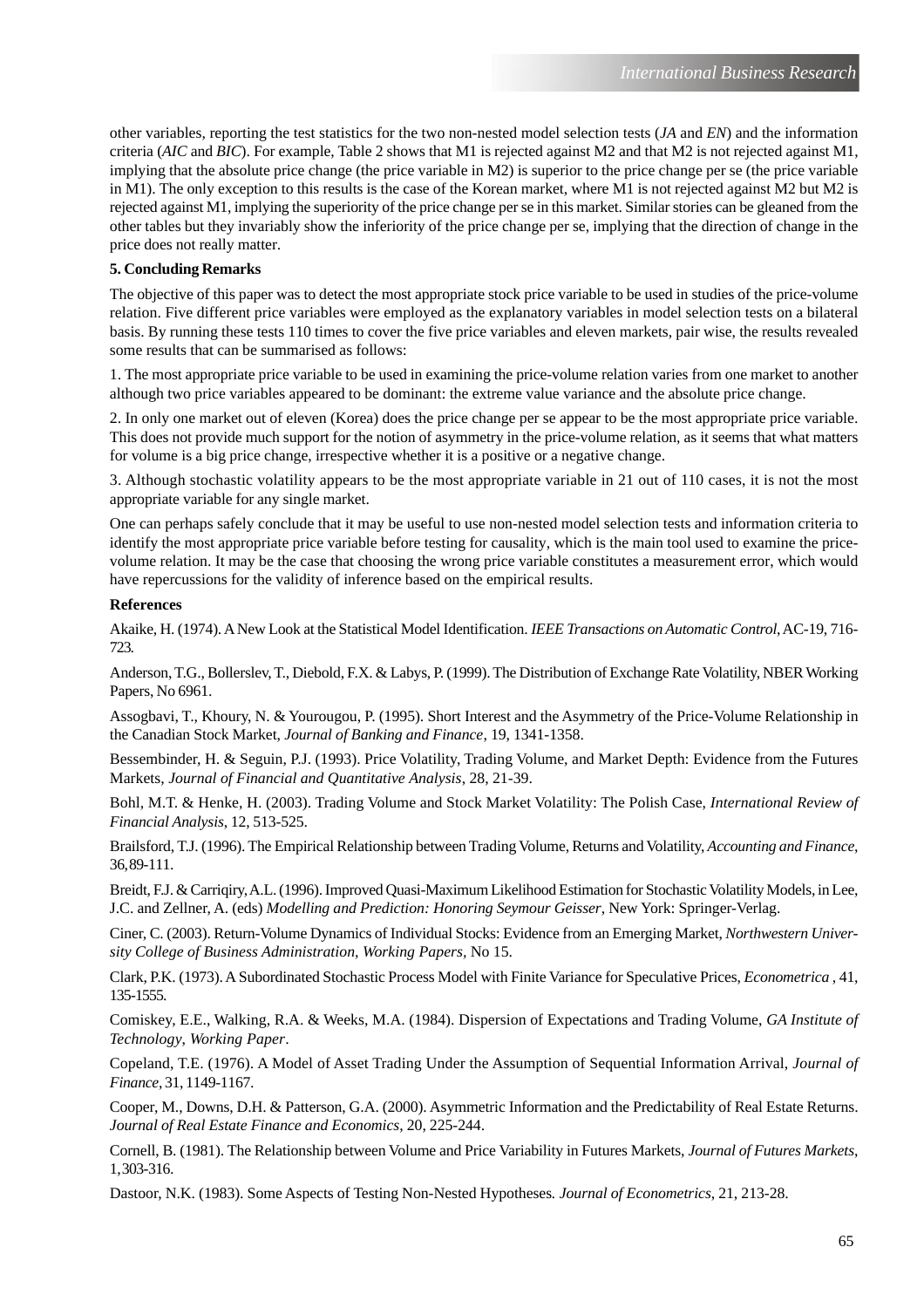other variables, reporting the test statistics for the two non-nested model selection tests (*JA* and *EN*) and the information criteria (*AIC* and *BIC*). For example, Table 2 shows that M1 is rejected against M2 and that M2 is not rejected against M1, implying that the absolute price change (the price variable in M2) is superior to the price change per se (the price variable in M1). The only exception to this results is the case of the Korean market, where M1 is not rejected against M2 but M2 is rejected against M1, implying the superiority of the price change per se in this market. Similar stories can be gleaned from the other tables but they invariably show the inferiority of the price change per se, implying that the direction of change in the price does not really matter.

**5. Concluding Remarks**

The objective of this paper was to detect the most appropriate stock price variable to be used in studies of the price-volume relation. Five different price variables were employed as the explanatory variables in model selection tests on a bilateral basis. By running these tests 110 times to cover the five price variables and eleven markets, pair wise, the results revealed some results that can be summarised as follows:

1. The most appropriate price variable to be used in examining the price-volume relation varies from one market to another although two price variables appeared to be dominant: the extreme value variance and the absolute price change.

2. In only one market out of eleven (Korea) does the price change per se appear to be the most appropriate price variable. This does not provide much support for the notion of asymmetry in the price-volume relation, as it seems that what matters for volume is a big price change, irrespective whether it is a positive or a negative change.

3. Although stochastic volatility appears to be the most appropriate variable in 21 out of 110 cases, it is not the most appropriate variable for any single market.

One can perhaps safely conclude that it may be useful to use non-nested model selection tests and information criteria to identify the most appropriate price variable before testing for causality, which is the main tool used to examine the price-volume relation. It may be the case that choosing the wrong price variable constitutes a measurement error, which would have repercussions for the validity of inference based on the empirical results.

**References**

Akaike, H. (1974). A New Look at the Statistical Model Identification. *IEEE Transactions on Automatic Control*, AC-19, 716-723.

Anderson, T.G., Bollerslev, T., Diebold, F.X. & Labys, P. (1999). The Distribution of Exchange Rate Volatility, NBER Working Papers, No 6961.

Assogbavi, T., Khoury, N. & Yourougou, P. (1995). Short Interest and the Asymmetry of the Price-Volume Relationship in the Canadian Stock Market, *Journal of Banking and Finance*, 19, 1341-1358.

Bessembinder, H. & Seguin, P.J. (1993). Price Volatility, Trading Volume, and Market Depth: Evidence from the Futures Markets, *Journal of Financial and Quantitative Analysis*, 28, 21-39.

Bohl, M.T. & Henke, H. (2003). Trading Volume and Stock Market Volatility: The Polish Case, *International Review of Financial Analysis*, 12, 513-525.

Brailsford, T.J. (1996). The Empirical Relationship between Trading Volume, Returns and Volatility, *Accounting and Finance*, 36, 89-111.

Breidt, F.J. & Carriqiry, A.L. (1996). Improved Quasi-Maximum Likelihood Estimation for Stochastic Volatility Models, in Lee, J.C. and Zellner, A. (eds) *Modelling and Prediction: Honoring Seymour Geisser*, New York: Springer-Verlag.

Ciner, C. (2003). Return-Volume Dynamics of Individual Stocks: Evidence from an Emerging Market, *Northwestern University College of Business Administration, Working Papers*, No 15.

Clark, P.K. (1973). A Subordinated Stochastic Process Model with Finite Variance for Speculative Prices, *Econometrica* , 41, 135-1555.

Comiskey, E.E., Walking, R.A. & Weeks, M.A. (1984). Dispersion of Expectations and Trading Volume, *GA Institute of Technology, Working Paper*.

Copeland, T.E. (1976). A Model of Asset Trading Under the Assumption of Sequential Information Arrival, *Journal of Finance*, 31, 1149-1167.

Cooper, M., Downs, D.H. & Patterson, G.A. (2000). Asymmetric Information and the Predictability of Real Estate Returns. *Journal of Real Estate Finance and Economics*, 20, 225-244.

Cornell, B. (1981). The Relationship between Volume and Price Variability in Futures Markets, *Journal of Futures Markets*, 1, 303-316.

Dastoor, N.K. (1983). Some Aspects of Testing Non-Nested Hypotheses. *Journal of Econometrics*, 21, 213-28.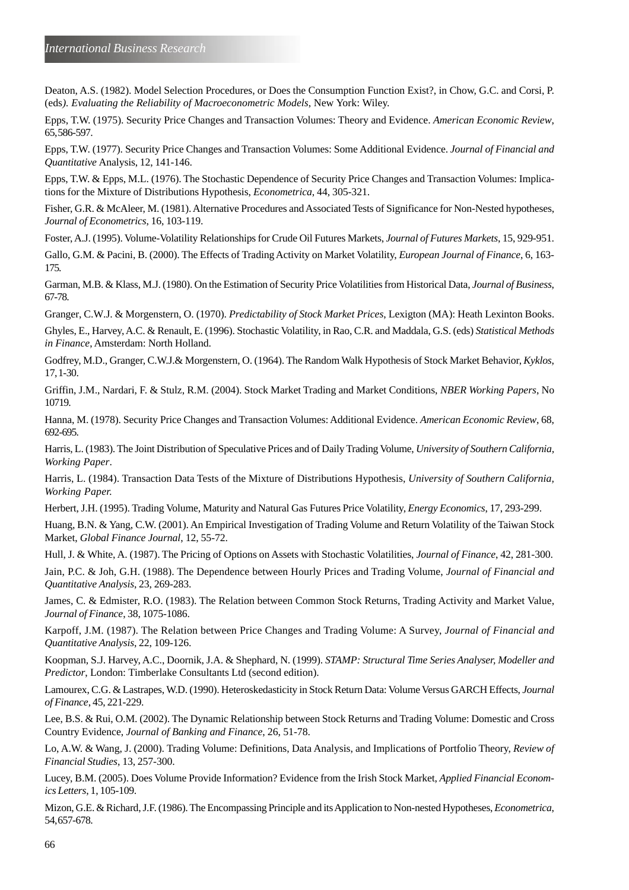Deaton, A.S. (1982). Model Selection Procedures, or Does the Consumption Function Exist?, in Chow, G.C. and Corsi, P. (eds*). Evaluating the Reliability of Macroeconometric Models*, New York: Wiley.

Epps, T.W. (1975). Security Price Changes and Transaction Volumes: Theory and Evidence. *American Economic Review*, 65,586-597.

Epps, T.W. (1977). Security Price Changes and Transaction Volumes: Some Additional Evidence. *Journal of Financial and Quantitative* Analysis, 12, 141-146.

Epps, T.W. & Epps, M.L. (1976). The Stochastic Dependence of Security Price Changes and Transaction Volumes: Implications for the Mixture of Distributions Hypothesis, *Econometrica*, 44, 305-321.

Fisher, G.R. & McAleer, M. (1981). Alternative Procedures and Associated Tests of Significance for Non-Nested hypotheses, *Journal of Econometrics*, 16, 103-119.

Foster, A.J. (1995). Volume-Volatility Relationships for Crude Oil Futures Markets, *Journal of Futures Markets*, 15, 929-951.

Gallo, G.M. & Pacini, B. (2000). The Effects of Trading Activity on Market Volatility, *European Journal of Finance*, 6, 163-175.

Garman, M.B. & Klass, M.J. (1980). On the Estimation of Security Price Volatilities from Historical Data, *Journal of Business*, 67-78.

Granger, C.W.J. & Morgenstern, O. (1970). *Predictability of Stock Market Prices*, Lexigton (MA): Heath Lexinton Books.

Ghyles, E., Harvey, A.C. & Renault, E. (1996). Stochastic Volatility, in Rao, C.R. and Maddala, G.S. (eds) *Statistical Methods in Finance*, Amsterdam: North Holland.

Godfrey, M.D., Granger, C.W.J.& Morgenstern, O. (1964). The Random Walk Hypothesis of Stock Market Behavior, *Kyklos*, 17, 1-30.

Griffin, J.M., Nardari, F. & Stulz, R.M. (2004). Stock Market Trading and Market Conditions, *NBER Working Papers*, No 10719.

Hanna, M. (1978). Security Price Changes and Transaction Volumes: Additional Evidence. *American Economic Review*, 68, 692-695.

Harris, L. (1983). The Joint Distribution of Speculative Prices and of Daily Trading Volume, *University of Southern California, Working Paper*.

Harris, L. (1984). Transaction Data Tests of the Mixture of Distributions Hypothesis, *University of Southern California, Working Paper.*

Herbert, J.H. (1995). Trading Volume, Maturity and Natural Gas Futures Price Volatility, *Energy Economics*, 17, 293-299.

Huang, B.N. & Yang, C.W. (2001). An Empirical Investigation of Trading Volume and Return Volatility of the Taiwan Stock Market, *Global Finance Journal*, 12, 55-72.

Hull, J. & White, A. (1987). The Pricing of Options on Assets with Stochastic Volatilities, *Journal of Finance*, 42, 281-300.

Jain, P.C. & Joh, G.H. (1988). The Dependence between Hourly Prices and Trading Volume, *Journal of Financial and Quantitative Analysis*, 23, 269-283.

James, C. & Edmister, R.O. (1983). The Relation between Common Stock Returns, Trading Activity and Market Value, *Journal of Finance*, 38, 1075-1086.

Karpoff, J.M. (1987). The Relation between Price Changes and Trading Volume: A Survey, *Journal of Financial and Quantitative Analysis*, 22, 109-126.

Koopman, S.J. Harvey, A.C., Doornik, J.A. & Shephard, N. (1999). *STAMP: Structural Time Series Analyser, Modeller and Predictor*, London: Timberlake Consultants Ltd (second edition).

Lamourex, C.G. & Lastrapes, W.D. (1990). Heteroskedasticity in Stock Return Data: Volume Versus GARCH Effects, *Journal of Finance*, 45, 221-229.

Lee, B.S. & Rui, O.M. (2002). The Dynamic Relationship between Stock Returns and Trading Volume: Domestic and Cross Country Evidence, *Journal of Banking and Finance*, 26, 51-78.

Lo, A.W. & Wang, J. (2000). Trading Volume: Definitions, Data Analysis, and Implications of Portfolio Theory, *Review of Financial Studies*, 13, 257-300.

Lucey, B.M. (2005). Does Volume Provide Information? Evidence from the Irish Stock Market, *Applied Financial Economics Letters*, 1, 105-109.

Mizon, G.E. & Richard, J.F. (1986). The Encompassing Principle and its Application to Non-nested Hypotheses, *Econometrica*, 54, 657-678.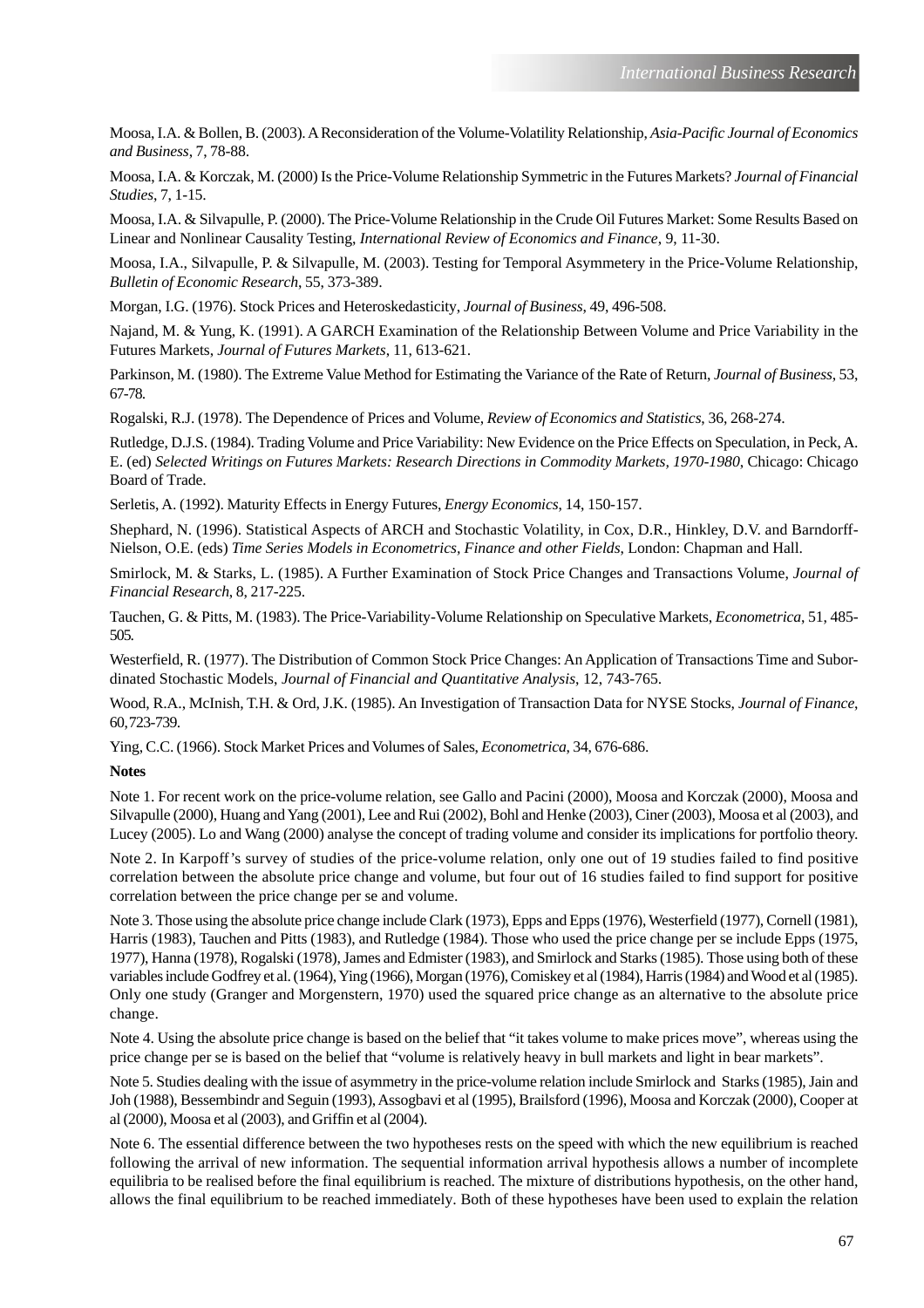Moosa, I.A. & Bollen, B. (2003). A Reconsideration of the Volume-Volatility Relationship, *Asia-Pacific Journal of Economics and Business*, 7, 78-88.

Moosa, I.A. & Korczak, M. (2000) Is the Price-Volume Relationship Symmetric in the Futures Markets? *Journal of Financial Studies*, 7, 1-15.

Moosa, I.A. & Silvapulle, P. (2000). The Price-Volume Relationship in the Crude Oil Futures Market: Some Results Based on Linear and Nonlinear Causality Testing, *International Review of Economics and Finance*, 9, 11-30.

Moosa, I.A., Silvapulle, P. & Silvapulle, M. (2003). Testing for Temporal Asymmetery in the Price-Volume Relationship, *Bulletin of Economic Research*, 55, 373-389.

Morgan, I.G. (1976). Stock Prices and Heteroskedasticity, *Journal of Business*, 49, 496-508.

Najand, M. & Yung, K. (1991). A GARCH Examination of the Relationship Between Volume and Price Variability in the Futures Markets, *Journal of Futures Markets*, 11, 613-621.

Parkinson, M. (1980). The Extreme Value Method for Estimating the Variance of the Rate of Return, *Journal of Business*, 53, 67-78.

Rogalski, R.J. (1978). The Dependence of Prices and Volume, *Review of Economics and Statistics*, 36, 268-274.

Rutledge, D.J.S. (1984). Trading Volume and Price Variability: New Evidence on the Price Effects on Speculation, in Peck, A. E. (ed) *Selected Writings on Futures Markets: Research Directions in Commodity Markets, 1970-1980*, Chicago: Chicago Board of Trade.

Serletis, A. (1992). Maturity Effects in Energy Futures, *Energy Economics*, 14, 150-157.

Shephard, N. (1996). Statistical Aspects of ARCH and Stochastic Volatility, in Cox, D.R., Hinkley, D.V. and Barndorff-Nielson, O.E. (eds) *Time Series Models in Econometrics, Finance and other Fields*, London: Chapman and Hall.

Smirlock, M. & Starks, L. (1985). A Further Examination of Stock Price Changes and Transactions Volume, *Journal of Financial Research*, 8, 217-225.

Tauchen, G. & Pitts, M. (1983). The Price-Variability-Volume Relationship on Speculative Markets, *Econometrica*, 51, 485-505.

Westerfield, R. (1977). The Distribution of Common Stock Price Changes: An Application of Transactions Time and Subordinated Stochastic Models, *Journal of Financial and Quantitative Analysis*, 12, 743-765.

Wood, R.A., McInish, T.H. & Ord, J.K. (1985). An Investigation of Transaction Data for NYSE Stocks, *Journal of Finance*, 60, 723-739.

Ying, C.C. (1966). Stock Market Prices and Volumes of Sales, *Econometrica*, 34, 676-686.

**Notes**

Note 1. For recent work on the price-volume relation, see Gallo and Pacini (2000), Moosa and Korczak (2000), Moosa and Silvapulle (2000), Huang and Yang (2001), Lee and Rui (2002), Bohl and Henke (2003), Ciner (2003), Moosa et al (2003), and Lucey (2005). Lo and Wang (2000) analyse the concept of trading volume and consider its implications for portfolio theory.

Note 2. In Karpoff's survey of studies of the price-volume relation, only one out of 19 studies failed to find positive correlation between the absolute price change and volume, but four out of 16 studies failed to find support for positive correlation between the price change per se and volume.

Note 3. Those using the absolute price change include Clark (1973), Epps and Epps (1976), Westerfield (1977), Cornell (1981), Harris (1983), Tauchen and Pitts (1983), and Rutledge (1984). Those who used the price change per se include Epps (1975, 1977), Hanna (1978), Rogalski (1978), James and Edmister (1983), and Smirlock and Starks (1985). Those using both of these variables include Godfrey et al. (1964), Ying (1966), Morgan (1976), Comiskey et al (1984), Harris (1984) and Wood et al (1985). Only one study (Granger and Morgenstern, 1970) used the squared price change as an alternative to the absolute price change.

Note 4. Using the absolute price change is based on the belief that "it takes volume to make prices move", whereas using the price change per se is based on the belief that "volume is relatively heavy in bull markets and light in bear markets".

Note 5. Studies dealing with the issue of asymmetry in the price-volume relation include Smirlock and Starks (1985), Jain and Joh (1988), Bessembindr and Seguin (1993), Assogbavi et al (1995), Brailsford (1996), Moosa and Korczak (2000), Cooper at al (2000), Moosa et al (2003), and Griffin et al (2004).

Note 6. The essential difference between the two hypotheses rests on the speed with which the new equilibrium is reached following the arrival of new information. The sequential information arrival hypothesis allows a number of incomplete equilibria to be realised before the final equilibrium is reached. The mixture of distributions hypothesis, on the other hand, allows the final equilibrium to be reached immediately. Both of these hypotheses have been used to explain the relation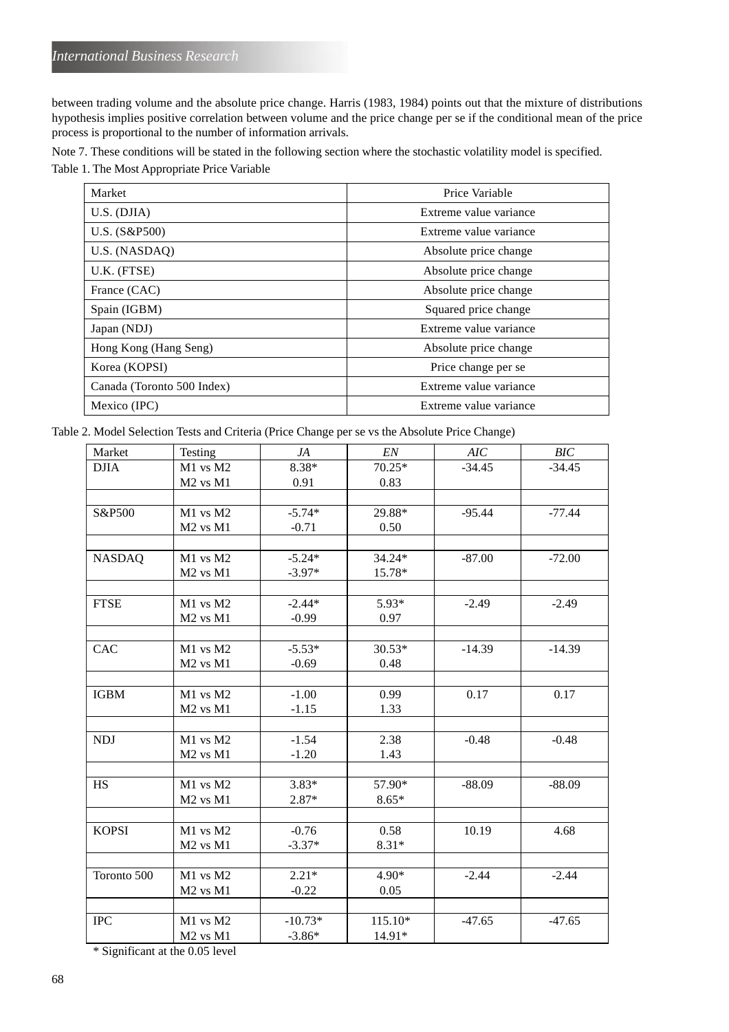between trading volume and the absolute price change. Harris (1983, 1984) points out that the mixture of distributions hypothesis implies positive correlation between volume and the price change per se if the conditional mean of the price process is proportional to the number of information arrivals.

Note 7. These conditions will be stated in the following section where the stochastic volatility model is specified.

Table 1. The Most Appropriate Price Variable

| Market | Price Variable |
|---|---|
| U.S. (DJIA) | Extreme value variance |
| U.S. (S&P500) | Extreme value variance |
| U.S. (NASDAQ) | Absolute price change |
| U.K. (FTSE) | Absolute price change |
| France (CAC) | Absolute price change |
| Spain (IGBM) | Squared price change |
| Japan (NDJ) | Extreme value variance |
| Hong Kong (Hang Seng) | Absolute price change |
| Korea (KOPSI) | Price change per se |
| Canada (Toronto 500 Index) | Extreme value variance |
| Mexico (IPC) | Extreme value variance |

Table 2. Model Selection Tests and Criteria (Price Change per se vs the Absolute Price Change)

| Market | Testing | *JA* | *EN* | *AIC* | *BIC* |
|---|---|---|---|---|---|
| DJIA | M1 vs M2 | 8.38* | 70.25* | -34.45 | -34.45 |
| | M2 vs M1 | 0.91 | 0.83 | | |
| S&P500 | M1 vs M2 | -5.74* | 29.88* | -95.44 | -77.44 |
| | M2 vs M1 | -0.71 | 0.50 | | |
| NASDAQ | M1 vs M2 | -5.24* | 34.24* | -87.00 | -72.00 |
| | M2 vs M1 | -3.97* | 15.78* | | |
| FTSE | M1 vs M2 | -2.44* | 5.93* | -2.49 | -2.49 |
| | M2 vs M1 | -0.99 | 0.97 | | |
| CAC | M1 vs M2 | -5.53* | 30.53* | -14.39 | -14.39 |
| | M2 vs M1 | -0.69 | 0.48 | | |
| IGBM | M1 vs M2 | -1.00 | 0.99 | 0.17 | 0.17 |
| | M2 vs M1 | -1.15 | 1.33 | | |
| NDJ | M1 vs M2 | -1.54 | 2.38 | -0.48 | -0.48 |
| | M2 vs M1 | -1.20 | 1.43 | | |
| HS | M1 vs M2 | 3.83* | 57.90* | -88.09 | -88.09 |
| | M2 vs M1 | 2.87* | 8.65* | | |
| KOPSI | M1 vs M2 | -0.76 | 0.58 | 10.19 | 4.68 |
| | M2 vs M1 | -3.37* | 8.31* | | |
| Toronto 500 | M1 vs M2 | 2.21* | 4.90* | -2.44 | -2.44 |
| | M2 vs M1 | -0.22 | 0.05 | | |
| IPC | M1 vs M2 | -10.73* | 115.10* | -47.65 | -47.65 |
| | M2 vs M1 | -3.86* | 14.91* | | |

\* Significant at the 0.05 level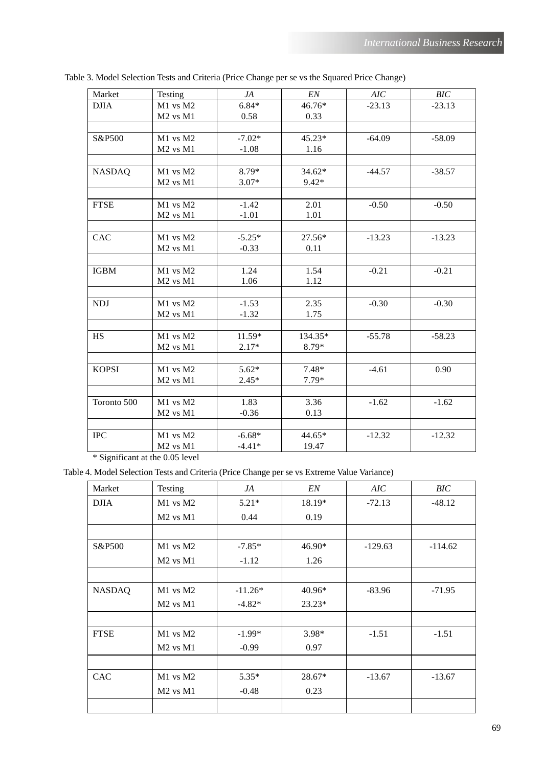Table 3. Model Selection Tests and Criteria (Price Change per se vs the Squared Price Change)

| Market | Testing | *JA* | *EN* | *AIC* | *BIC* |
|---|---|---|---|---|---|
| DJIA | M1 vs M2 | 6.84* | 46.76* | -23.13 | -23.13 |
| | M2 vs M1 | 0.58 | 0.33 | | |
| | | | | | |
| S&P500 | M1 vs M2 | -7.02* | 45.23* | -64.09 | -58.09 |
| | M2 vs M1 | -1.08 | 1.16 | | |
| | | | | | |
| NASDAQ | M1 vs M2 | 8.79* | 34.62* | -44.57 | -38.57 |
| | M2 vs M1 | 3.07* | 9.42* | | |
| | | | | | |
| FTSE | M1 vs M2 | -1.42 | 2.01 | -0.50 | -0.50 |
| | M2 vs M1 | -1.01 | 1.01 | | |
| | | | | | |
| CAC | M1 vs M2 | -5.25* | 27.56* | -13.23 | -13.23 |
| | M2 vs M1 | -0.33 | 0.11 | | |
| | | | | | |
| IGBM | M1 vs M2 | 1.24 | 1.54 | -0.21 | -0.21 |
| | M2 vs M1 | 1.06 | 1.12 | | |
| | | | | | |
| NDJ | M1 vs M2 | -1.53 | 2.35 | -0.30 | -0.30 |
| | M2 vs M1 | -1.32 | 1.75 | | |
| | | | | | |
| HS | M1 vs M2 | 11.59* | 134.35* | -55.78 | -58.23 |
| | M2 vs M1 | 2.17* | 8.79* | | |
| | | | | | |
| KOPSI | M1 vs M2 | 5.62* | 7.48* | -4.61 | 0.90 |
| | M2 vs M1 | 2.45* | 7.79* | | |
| | | | | | |
| Toronto 500 | M1 vs M2 | 1.83 | 3.36 | -1.62 | -1.62 |
| | M2 vs M1 | -0.36 | 0.13 | | |
| | | | | | |
| IPC | M1 vs M2 | -6.68* | 44.65* | -12.32 | -12.32 |
| | M2 vs M1 | -4.41* | 19.47 | | |

* Significant at the 0.05 level

Table 4. Model Selection Tests and Criteria (Price Change per se vs Extreme Value Variance)

| Market | Testing | *JA* | *EN* | *AIC* | *BIC* |
|---|---|---|---|---|---|
| DJIA | M1 vs M2 | 5.21* | 18.19* | -72.13 | -48.12 |
| | M2 vs M1 | 0.44 | 0.19 | | |
| | | | | | |
| S&P500 | M1 vs M2 | -7.85* | 46.90* | -129.63 | -114.62 |
| | M2 vs M1 | -1.12 | 1.26 | | |
| | | | | | |
| NASDAQ | M1 vs M2 | -11.26* | 40.96* | -83.96 | -71.95 |
| | M2 vs M1 | -4.82* | 23.23* | | |
| | | | | | |
| FTSE | M1 vs M2 | -1.99* | 3.98* | -1.51 | -1.51 |
| | M2 vs M1 | -0.99 | 0.97 | | |
| | | | | | |
| CAC | M1 vs M2 | 5.35* | 28.67* | -13.67 | -13.67 |
| | M2 vs M1 | -0.48 | 0.23 | | |
| | | | | | |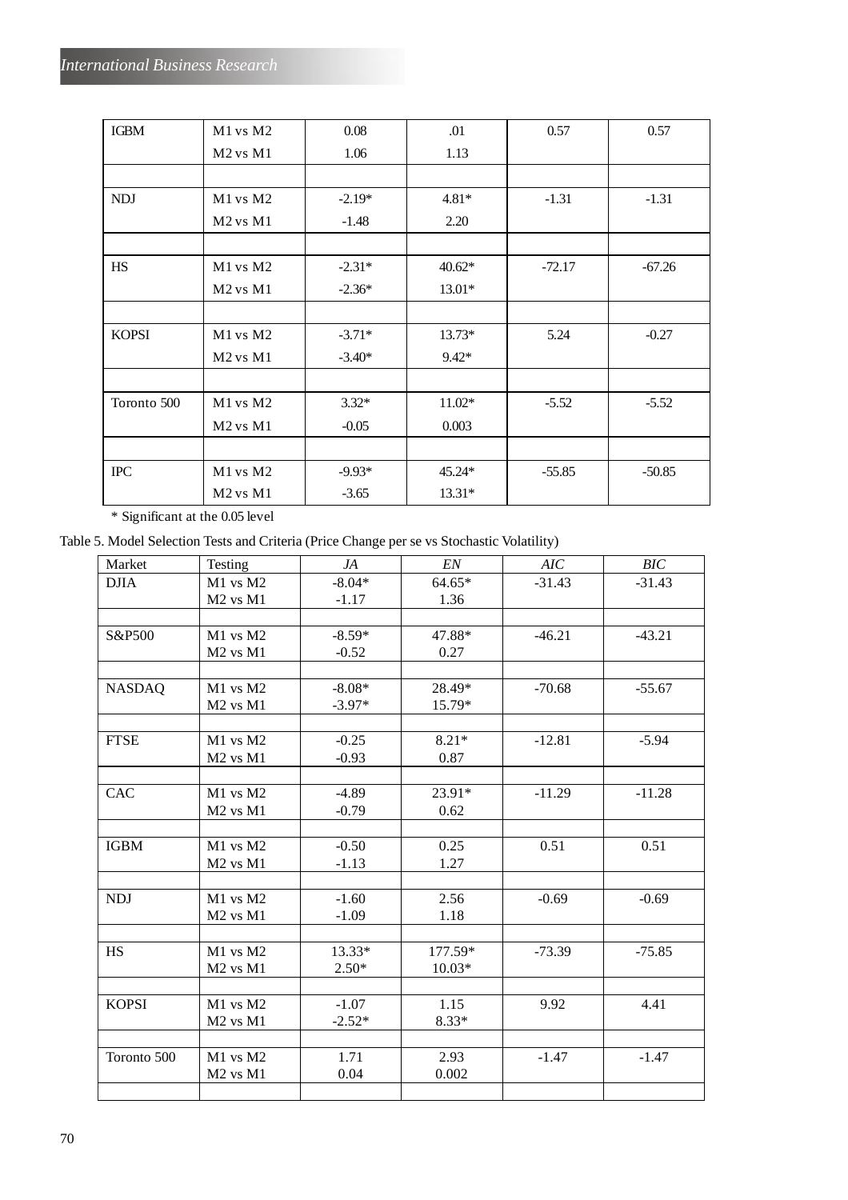| | | | | | |
|---|---|---|---|---|---|
| IGBM | M1 vs M2 | 0.08 | .01 | 0.57 | 0.57 |
| | M2 vs M1 | 1.06 | 1.13 | | |
| | | | | | |
| NDJ | M1 vs M2 | -2.19* | 4.81* | -1.31 | -1.31 |
| | M2 vs M1 | -1.48 | 2.20 | | |
| | | | | | |
| HS | M1 vs M2 | -2.31* | 40.62* | -72.17 | -67.26 |
| | M2 vs M1 | -2.36* | 13.01* | | |
| | | | | | |
| KOPSI | M1 vs M2 | -3.71* | 13.73* | 5.24 | -0.27 |
| | M2 vs M1 | -3.40* | 9.42* | | |
| | | | | | |
| Toronto 500 | M1 vs M2 | 3.32* | 11.02* | -5.52 | -5.52 |
| | M2 vs M1 | -0.05 | 0.003 | | |
| | | | | | |
| IPC | M1 vs M2 | -9.93* | 45.24* | -55.85 | -50.85 |
| | M2 vs M1 | -3.65 | 13.31* | | |

\* Significant at the 0.05 level

Table 5. Model Selection Tests and Criteria (Price Change per se vs Stochastic Volatility)

| Market | Testing | *JA* | *EN* | *AIC* | *BIC* |
|---|---|---|---|---|---|
| DJIA | M1 vs M2 | -8.04* | 64.65* | -31.43 | -31.43 |
| | M2 vs M1 | -1.17 | 1.36 | | |
| | | | | | |
| S&P500 | M1 vs M2 | -8.59* | 47.88* | -46.21 | -43.21 |
| | M2 vs M1 | -0.52 | 0.27 | | |
| | | | | | |
| NASDAQ | M1 vs M2 | -8.08* | 28.49* | -70.68 | -55.67 |
| | M2 vs M1 | -3.97* | 15.79* | | |
| | | | | | |
| FTSE | M1 vs M2 | -0.25 | 8.21* | -12.81 | -5.94 |
| | M2 vs M1 | -0.93 | 0.87 | | |
| | | | | | |
| CAC | M1 vs M2 | -4.89 | 23.91* | -11.29 | -11.28 |
| | M2 vs M1 | -0.79 | 0.62 | | |
| | | | | | |
| IGBM | M1 vs M2 | -0.50 | 0.25 | 0.51 | 0.51 |
| | M2 vs M1 | -1.13 | 1.27 | | |
| | | | | | |
| NDJ | M1 vs M2 | -1.60 | 2.56 | -0.69 | -0.69 |
| | M2 vs M1 | -1.09 | 1.18 | | |
| | | | | | |
| HS | M1 vs M2 | 13.33* | 177.59* | -73.39 | -75.85 |
| | M2 vs M1 | 2.50* | 10.03* | | |
| | | | | | |
| KOPSI | M1 vs M2 | -1.07 | 1.15 | 9.92 | 4.41 |
| | M2 vs M1 | -2.52* | 8.33* | | |
| | | | | | |
| Toronto 500 | M1 vs M2 | 1.71 | 2.93 | -1.47 | -1.47 |
| | M2 vs M1 | 0.04 | 0.002 | | |
| | | | | | |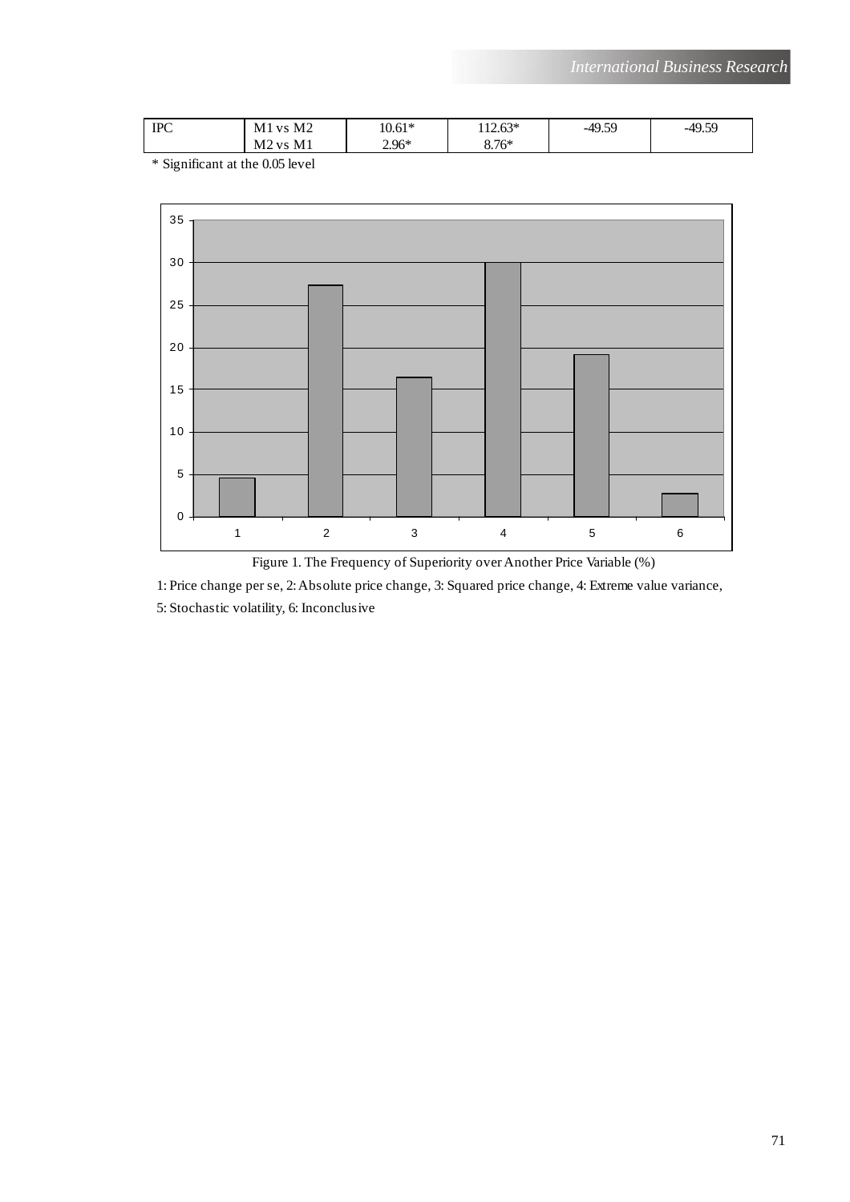| | | | | | |
|---|---|---|---|---|---|
| IPC | M1 vs M2 | 10.61* | 112.63* | -49.59 | -49.59 |
| | M2 vs M1 | 2.96* | 8.76* | | |

* Significant at the 0.05 level

35
30
25
20
15
10
5
0
1 2 3 4 5 6

Figure 1. The Frequency of Superiority over Another Price Variable (%)

1: Price change per se, 2: Absolute price change, 3: Squared price change, 4: Extreme value variance, 5: Stochastic volatility, 6: Inconclusive